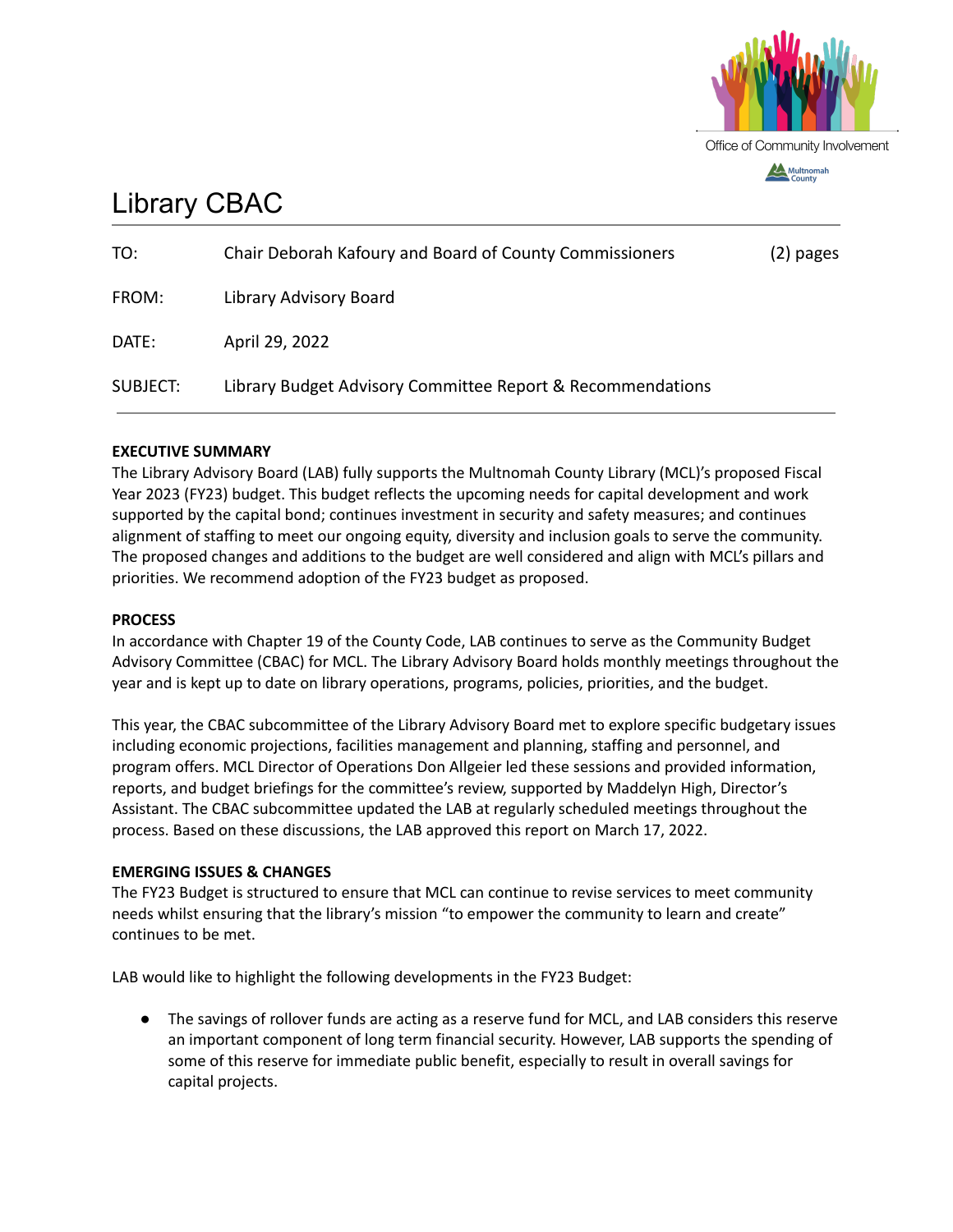Office of Community Involvement

Multnomah County

# Library CBAC

| | | |
|---|---|---|
| TO: | Chair Deborah Kafoury and Board of County Commissioners | (2) pages |
| FROM: | Library Advisory Board | |
| DATE: | April 29, 2022 | |
| SUBJECT: | Library Budget Advisory Committee Report & Recommendations | |

**EXECUTIVE SUMMARY**

The Library Advisory Board (LAB) fully supports the Multnomah County Library (MCL)'s proposed Fiscal Year 2023 (FY23) budget. This budget reflects the upcoming needs for capital development and work supported by the capital bond; continues investment in security and safety measures; and continues alignment of staffing to meet our ongoing equity, diversity and inclusion goals to serve the community. The proposed changes and additions to the budget are well considered and align with MCL's pillars and priorities. We recommend adoption of the FY23 budget as proposed.

**PROCESS**

In accordance with Chapter 19 of the County Code, LAB continues to serve as the Community Budget Advisory Committee (CBAC) for MCL. The Library Advisory Board holds monthly meetings throughout the year and is kept up to date on library operations, programs, policies, priorities, and the budget.

This year, the CBAC subcommittee of the Library Advisory Board met to explore specific budgetary issues including economic projections, facilities management and planning, staffing and personnel, and program offers. MCL Director of Operations Don Allgeier led these sessions and provided information, reports, and budget briefings for the committee's review, supported by Maddelyn High, Director's Assistant. The CBAC subcommittee updated the LAB at regularly scheduled meetings throughout the process. Based on these discussions, the LAB approved this report on March 17, 2022.

**EMERGING ISSUES & CHANGES**

The FY23 Budget is structured to ensure that MCL can continue to revise services to meet community needs whilst ensuring that the library's mission "to empower the community to learn and create" continues to be met.

LAB would like to highlight the following developments in the FY23 Budget:

- The savings of rollover funds are acting as a reserve fund for MCL, and LAB considers this reserve an important component of long term financial security. However, LAB supports the spending of some of this reserve for immediate public benefit, especially to result in overall savings for capital projects.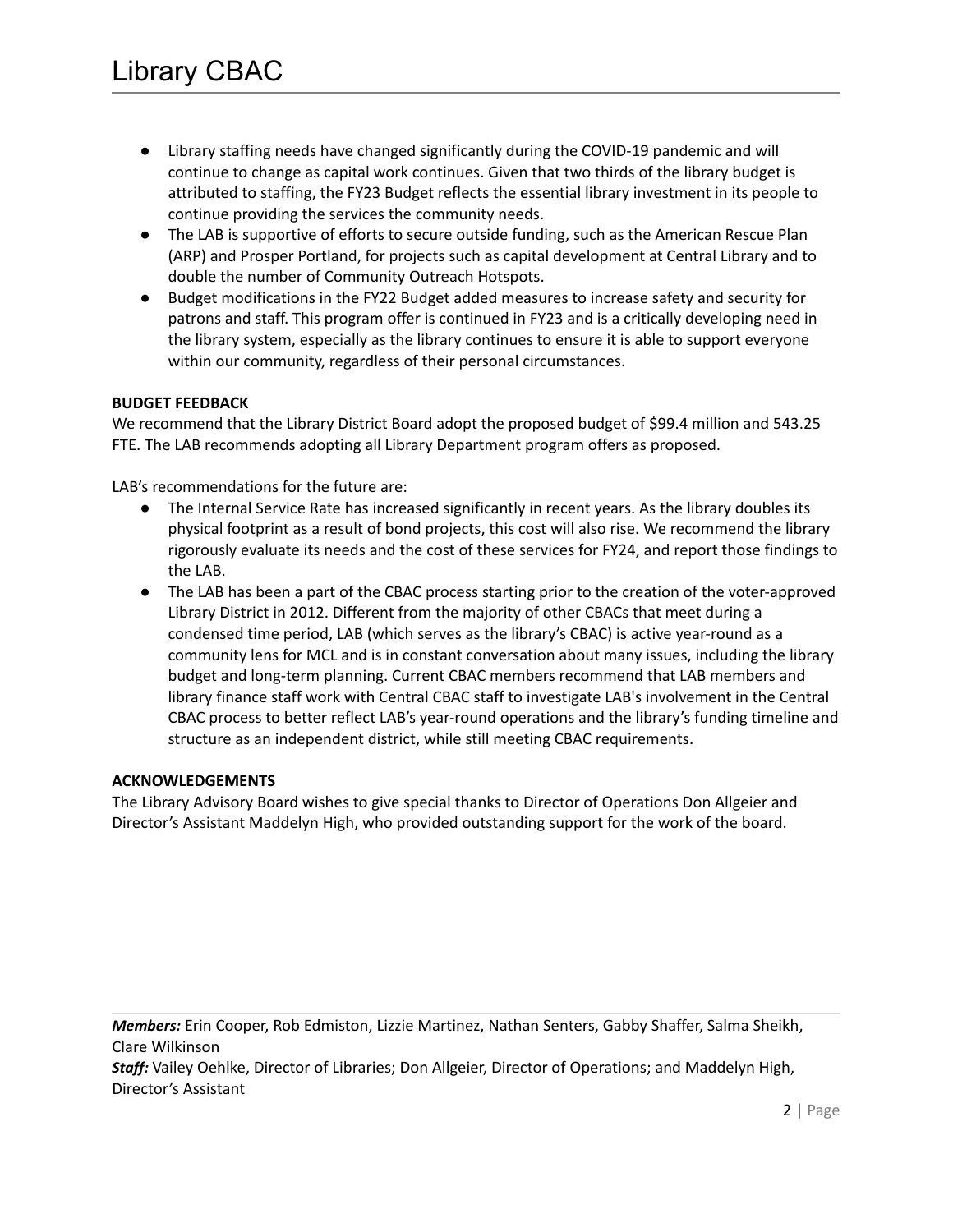- Library staffing needs have changed significantly during the COVID-19 pandemic and will continue to change as capital work continues. Given that two thirds of the library budget is attributed to staffing, the FY23 Budget reflects the essential library investment in its people to continue providing the services the community needs.
- The LAB is supportive of efforts to secure outside funding, such as the American Rescue Plan (ARP) and Prosper Portland, for projects such as capital development at Central Library and to double the number of Community Outreach Hotspots.
- Budget modifications in the FY22 Budget added measures to increase safety and security for patrons and staff. This program offer is continued in FY23 and is a critically developing need in the library system, especially as the library continues to ensure it is able to support everyone within our community, regardless of their personal circumstances.

**BUDGET FEEDBACK**

We recommend that the Library District Board adopt the proposed budget of $99.4 million and 543.25 FTE. The LAB recommends adopting all Library Department program offers as proposed.

LAB's recommendations for the future are:

- The Internal Service Rate has increased significantly in recent years. As the library doubles its physical footprint as a result of bond projects, this cost will also rise. We recommend the library rigorously evaluate its needs and the cost of these services for FY24, and report those findings to the LAB.
- The LAB has been a part of the CBAC process starting prior to the creation of the voter-approved Library District in 2012. Different from the majority of other CBACs that meet during a condensed time period, LAB (which serves as the library's CBAC) is active year-round as a community lens for MCL and is in constant conversation about many issues, including the library budget and long-term planning. Current CBAC members recommend that LAB members and library finance staff work with Central CBAC staff to investigate LAB's involvement in the Central CBAC process to better reflect LAB's year-round operations and the library's funding timeline and structure as an independent district, while still meeting CBAC requirements.

**ACKNOWLEDGEMENTS**

The Library Advisory Board wishes to give special thanks to Director of Operations Don Allgeier and Director's Assistant Maddelyn High, who provided outstanding support for the work of the board.

***Members:*** Erin Cooper, Rob Edmiston, Lizzie Martinez, Nathan Senters, Gabby Shaffer, Salma Sheikh, Clare Wilkinson

***Staff:*** Vailey Oehlke, Director of Libraries; Don Allgeier, Director of Operations; and Maddelyn High, Director's Assistant